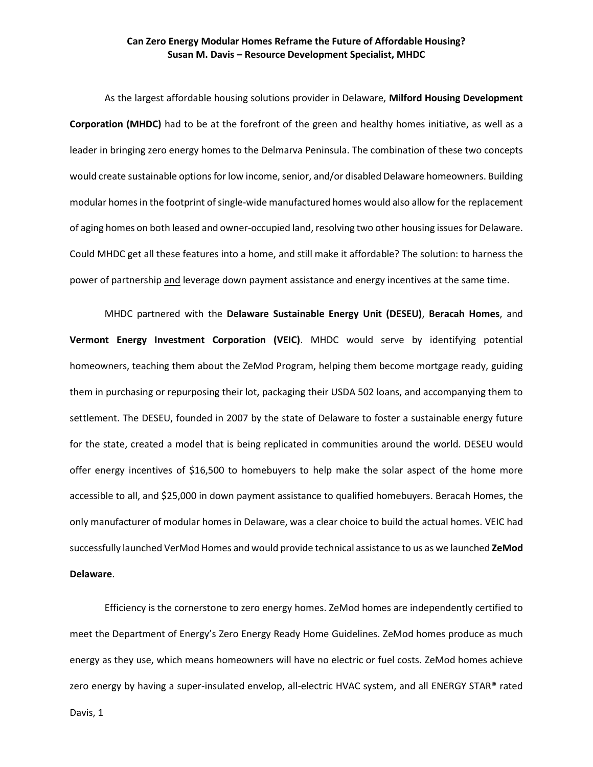**Can Zero Energy Modular Homes Reframe the Future of Affordable Housing?**
**Susan M. Davis – Resource Development Specialist, MHDC**

As the largest affordable housing solutions provider in Delaware, **Milford Housing Development Corporation (MHDC)** had to be at the forefront of the green and healthy homes initiative, as well as a leader in bringing zero energy homes to the Delmarva Peninsula. The combination of these two concepts would create sustainable options for low income, senior, and/or disabled Delaware homeowners. Building modular homes in the footprint of single-wide manufactured homes would also allow for the replacement of aging homes on both leased and owner-occupied land, resolving two other housing issues for Delaware. Could MHDC get all these features into a home, and still make it affordable? The solution: to harness the power of partnership <u>and</u> leverage down payment assistance and energy incentives at the same time.

MHDC partnered with the **Delaware Sustainable Energy Unit (DESEU)**, **Beracah Homes**, and **Vermont Energy Investment Corporation (VEIC)**. MHDC would serve by identifying potential homeowners, teaching them about the ZeMod Program, helping them become mortgage ready, guiding them in purchasing or repurposing their lot, packaging their USDA 502 loans, and accompanying them to settlement. The DESEU, founded in 2007 by the state of Delaware to foster a sustainable energy future for the state, created a model that is being replicated in communities around the world. DESEU would offer energy incentives of $16,500 to homebuyers to help make the solar aspect of the home more accessible to all, and $25,000 in down payment assistance to qualified homebuyers. Beracah Homes, the only manufacturer of modular homes in Delaware, was a clear choice to build the actual homes. VEIC had successfully launched VerMod Homes and would provide technical assistance to us as we launched **ZeMod Delaware**.

Efficiency is the cornerstone to zero energy homes. ZeMod homes are independently certified to meet the Department of Energy's Zero Energy Ready Home Guidelines. ZeMod homes produce as much energy as they use, which means homeowners will have no electric or fuel costs. ZeMod homes achieve zero energy by having a super-insulated envelop, all-electric HVAC system, and all ENERGY STAR® rated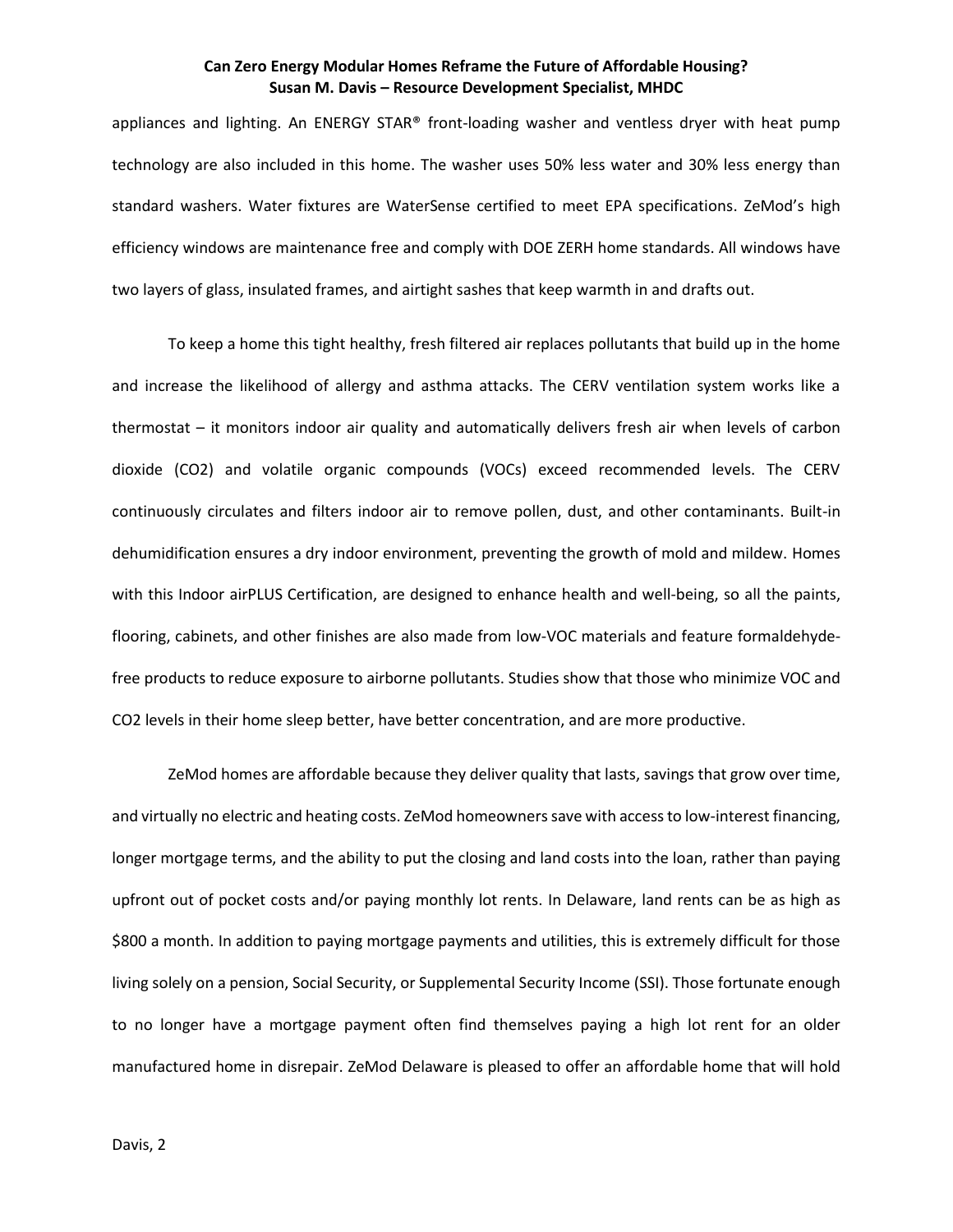appliances and lighting. An ENERGY STAR® front-loading washer and ventless dryer with heat pump technology are also included in this home. The washer uses 50% less water and 30% less energy than standard washers. Water fixtures are WaterSense certified to meet EPA specifications. ZeMod's high efficiency windows are maintenance free and comply with DOE ZERH home standards. All windows have two layers of glass, insulated frames, and airtight sashes that keep warmth in and drafts out.

To keep a home this tight healthy, fresh filtered air replaces pollutants that build up in the home and increase the likelihood of allergy and asthma attacks. The CERV ventilation system works like a thermostat – it monitors indoor air quality and automatically delivers fresh air when levels of carbon dioxide ($CO_2$) and volatile organic compounds (VOCs) exceed recommended levels. The CERV continuously circulates and filters indoor air to remove pollen, dust, and other contaminants. Built-in dehumidification ensures a dry indoor environment, preventing the growth of mold and mildew. Homes with this Indoor airPLUS Certification, are designed to enhance health and well-being, so all the paints, flooring, cabinets, and other finishes are also made from low-VOC materials and feature formaldehyde-free products to reduce exposure to airborne pollutants. Studies show that those who minimize VOC and $CO_2$ levels in their home sleep better, have better concentration, and are more productive.

ZeMod homes are affordable because they deliver quality that lasts, savings that grow over time, and virtually no electric and heating costs. ZeMod homeowners save with access to low-interest financing, longer mortgage terms, and the ability to put the closing and land costs into the loan, rather than paying upfront out of pocket costs and/or paying monthly lot rents. In Delaware, land rents can be as high as $800 a month. In addition to paying mortgage payments and utilities, this is extremely difficult for those living solely on a pension, Social Security, or Supplemental Security Income (SSI). Those fortunate enough to no longer have a mortgage payment often find themselves paying a high lot rent for an older manufactured home in disrepair. ZeMod Delaware is pleased to offer an affordable home that will hold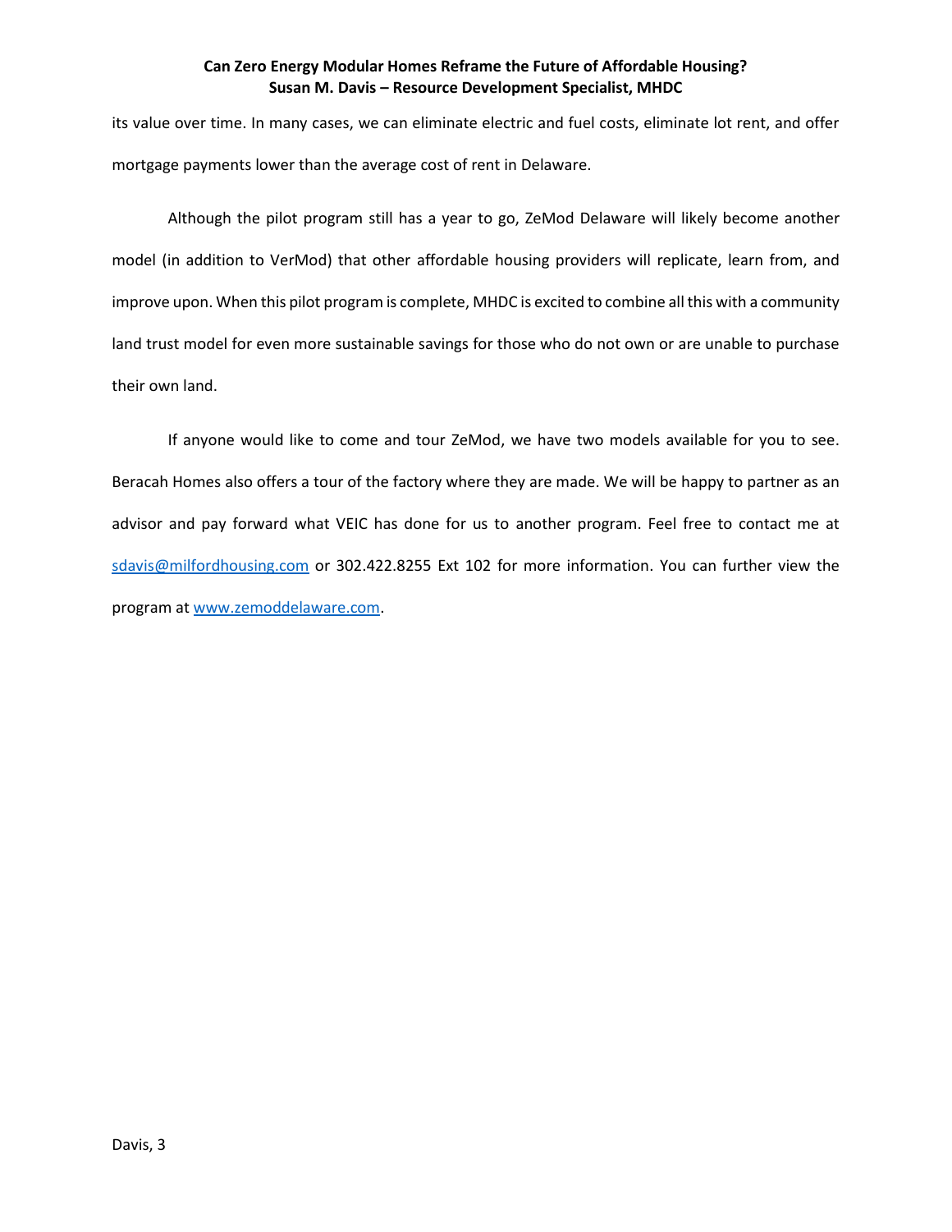its value over time. In many cases, we can eliminate electric and fuel costs, eliminate lot rent, and offer mortgage payments lower than the average cost of rent in Delaware.

Although the pilot program still has a year to go, ZeMod Delaware will likely become another model (in addition to VerMod) that other affordable housing providers will replicate, learn from, and improve upon. When this pilot program is complete, MHDC is excited to combine all this with a community land trust model for even more sustainable savings for those who do not own or are unable to purchase their own land.

If anyone would like to come and tour ZeMod, we have two models available for you to see. Beracah Homes also offers a tour of the factory where they are made. We will be happy to partner as an advisor and pay forward what VEIC has done for us to another program. Feel free to contact me at [sdavis@milfordhousing.com](mailto:sdavis@milfordhousing.com) or 302.422.8255 Ext 102 for more information. You can further view the program at [www.zemoddelaware.com](http://www.zemoddelaware.com).